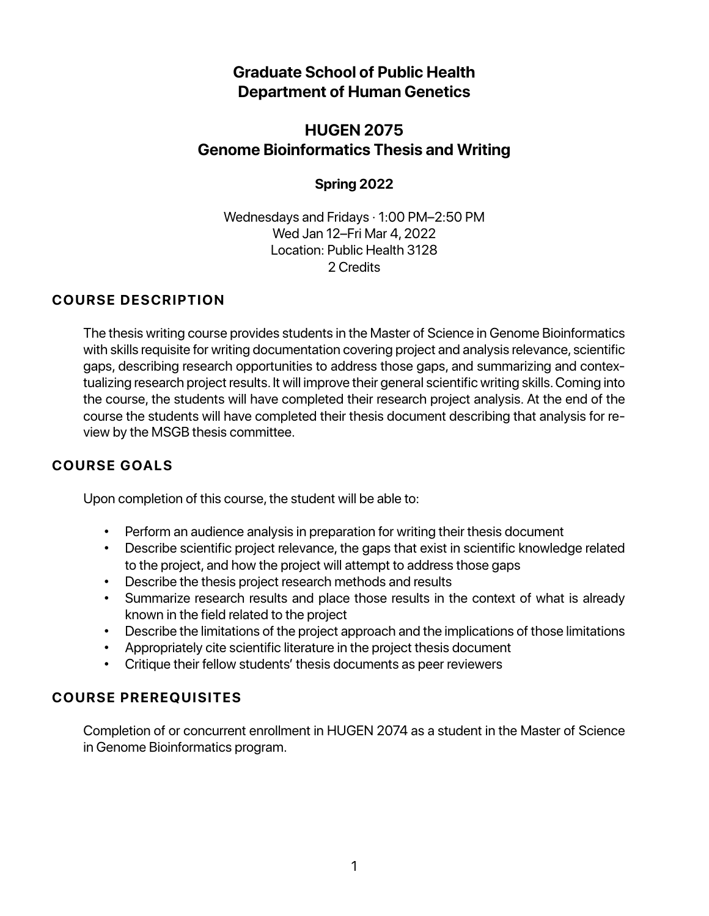# Graduate School of Public Health
# Department of Human Genetics

## HUGEN 2075
## Genome Bioinformatics Thesis and Writing

### Spring 2022

Wednesdays and Fridays · 1:00 PM–2:50 PM
Wed Jan 12–Fri Mar 4, 2022
Location: Public Health 3128
2 Credits

## COURSE DESCRIPTION

The thesis writing course provides students in the Master of Science in Genome Bioinformatics with skills requisite for writing documentation covering project and analysis relevance, scientific gaps, describing research opportunities to address those gaps, and summarizing and contextualizing research project results. It will improve their general scientific writing skills. Coming into the course, the students will have completed their research project analysis. At the end of the course the students will have completed their thesis document describing that analysis for review by the MSGB thesis committee.

## COURSE GOALS

Upon completion of this course, the student will be able to:

- Perform an audience analysis in preparation for writing their thesis document
- Describe scientific project relevance, the gaps that exist in scientific knowledge related to the project, and how the project will attempt to address those gaps
- Describe the thesis project research methods and results
- Summarize research results and place those results in the context of what is already known in the field related to the project
- Describe the limitations of the project approach and the implications of those limitations
- Appropriately cite scientific literature in the project thesis document
- Critique their fellow students' thesis documents as peer reviewers

## COURSE PREREQUISITES

Completion of or concurrent enrollment in HUGEN 2074 as a student in the Master of Science in Genome Bioinformatics program.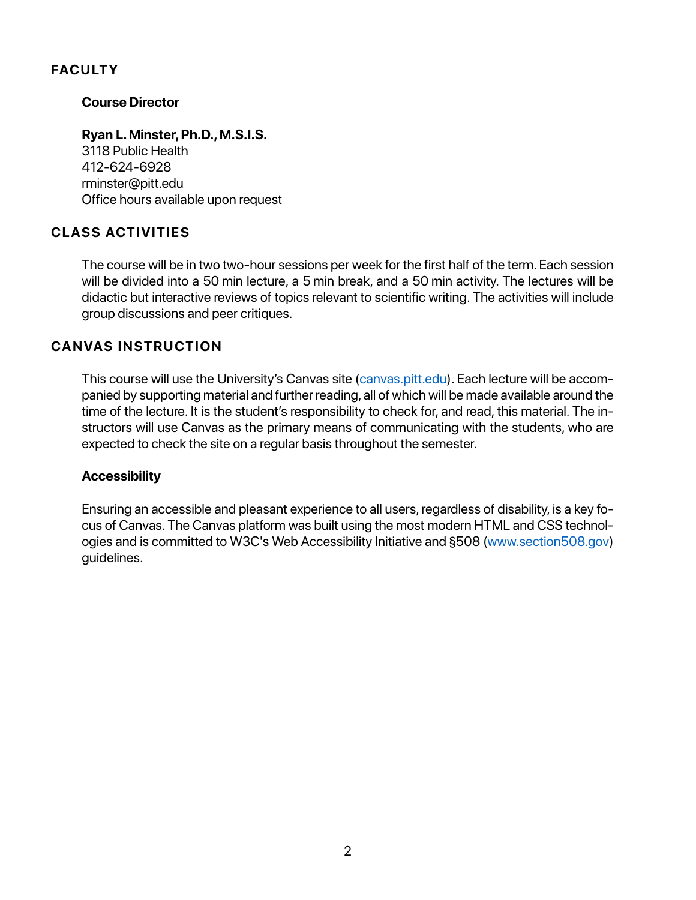## FACULTY

### Course Director

**Ryan L. Minster, Ph.D., M.S.I.S.**
3118 Public Health
412-624-6928
rminster@pitt.edu
Office hours available upon request

## CLASS ACTIVITIES

The course will be in two two-hour sessions per week for the first half of the term. Each session will be divided into a 50 min lecture, a 5 min break, and a 50 min activity. The lectures will be didactic but interactive reviews of topics relevant to scientific writing. The activities will include group discussions and peer critiques.

## CANVAS INSTRUCTION

This course will use the University's Canvas site (canvas.pitt.edu). Each lecture will be accompanied by supporting material and further reading, all of which will be made available around the time of the lecture. It is the student's responsibility to check for, and read, this material. The instructors will use Canvas as the primary means of communicating with the students, who are expected to check the site on a regular basis throughout the semester.

### Accessibility

Ensuring an accessible and pleasant experience to all users, regardless of disability, is a key focus of Canvas. The Canvas platform was built using the most modern HTML and CSS technologies and is committed to W3C's Web Accessibility Initiative and §508 (www.section508.gov) guidelines.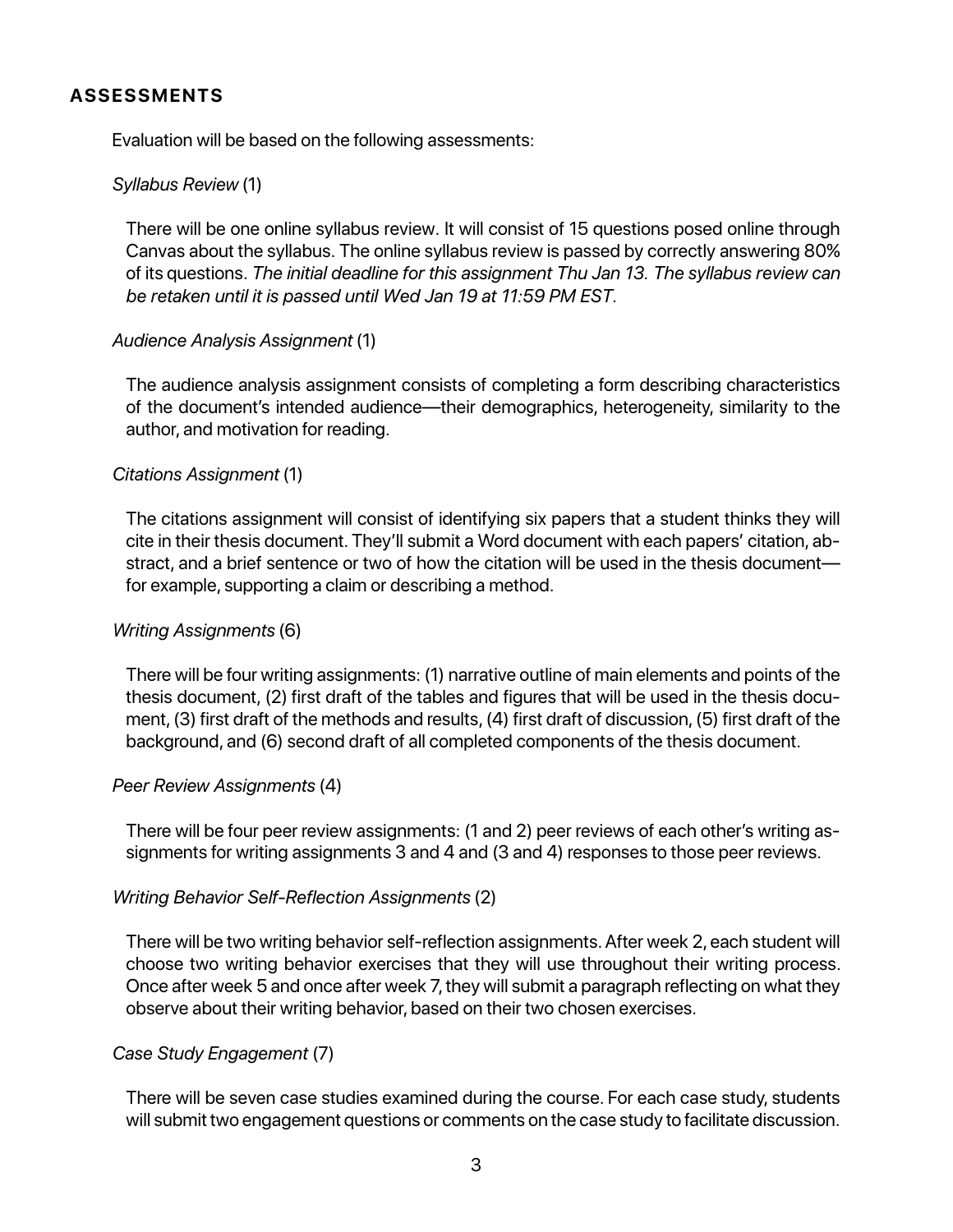## ASSESSMENTS

Evaluation will be based on the following assessments:

*Syllabus Review* (1)

There will be one online syllabus review. It will consist of 15 questions posed online through Canvas about the syllabus. The online syllabus review is passed by correctly answering 80% of its questions. *The initial deadline for this assignment Thu Jan 13. The syllabus review can be retaken until it is passed until Wed Jan 19 at 11:59 PM EST*.

*Audience Analysis Assignment* (1)

The audience analysis assignment consists of completing a form describing characteristics of the document's intended audience—their demographics, heterogeneity, similarity to the author, and motivation for reading.

*Citations Assignment* (1)

The citations assignment will consist of identifying six papers that a student thinks they will cite in their thesis document. They'll submit a Word document with each papers' citation, abstract, and a brief sentence or two of how the citation will be used in the thesis document—for example, supporting a claim or describing a method.

*Writing Assignments* (6)

There will be four writing assignments: (1) narrative outline of main elements and points of the thesis document, (2) first draft of the tables and figures that will be used in the thesis document, (3) first draft of the methods and results, (4) first draft of discussion, (5) first draft of the background, and (6) second draft of all completed components of the thesis document.

*Peer Review Assignments* (4)

There will be four peer review assignments: (1 and 2) peer reviews of each other's writing assignments for writing assignments 3 and 4 and (3 and 4) responses to those peer reviews.

*Writing Behavior Self-Reflection Assignments* (2)

There will be two writing behavior self-reflection assignments. After week 2, each student will choose two writing behavior exercises that they will use throughout their writing process. Once after week 5 and once after week 7, they will submit a paragraph reflecting on what they observe about their writing behavior, based on their two chosen exercises.

*Case Study Engagement* (7)

There will be seven case studies examined during the course. For each case study, students will submit two engagement questions or comments on the case study to facilitate discussion.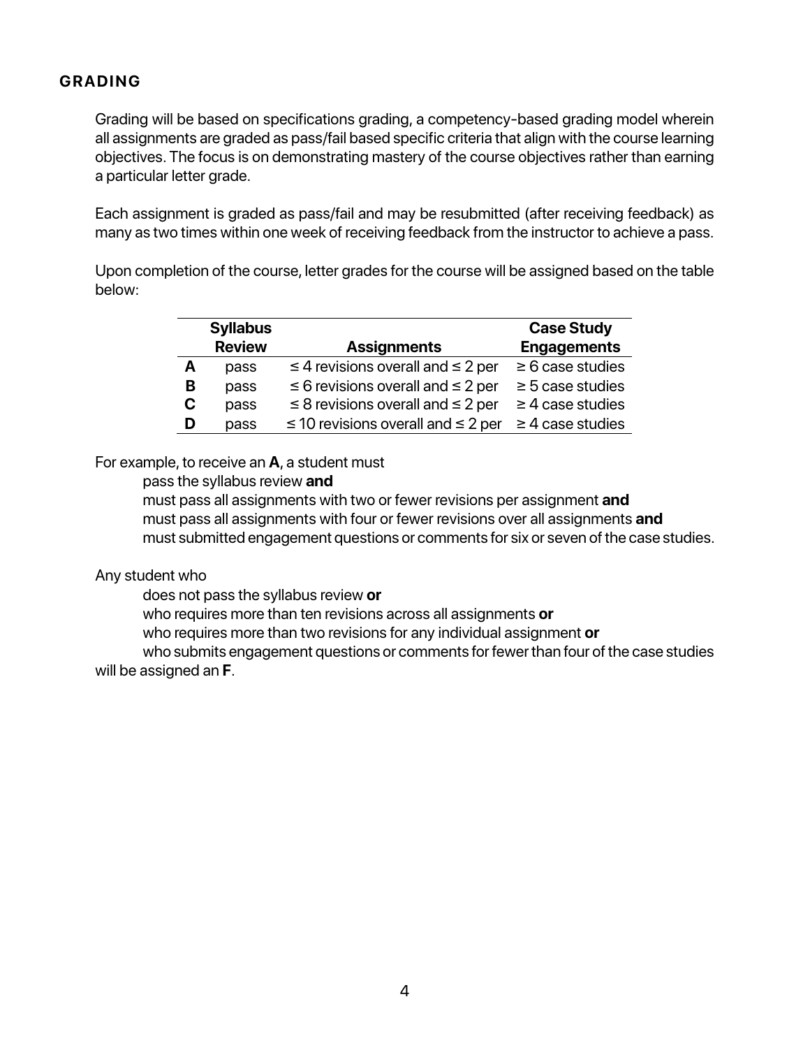## GRADING

Grading will be based on specifications grading, a competency-based grading model wherein all assignments are graded as pass/fail based specific criteria that align with the course learning objectives. The focus is on demonstrating mastery of the course objectives rather than earning a particular letter grade.

Each assignment is graded as pass/fail and may be resubmitted (after receiving feedback) as many as two times within one week of receiving feedback from the instructor to achieve a pass.

Upon completion of the course, letter grades for the course will be assigned based on the table below:

| | Syllabus Review | Assignments | Case Study Engagements |
|---|---|---|---|
| **A** | pass | ≤ 4 revisions overall and ≤ 2 per | ≥ 6 case studies |
| **B** | pass | ≤ 6 revisions overall and ≤ 2 per | ≥ 5 case studies |
| **C** | pass | ≤ 8 revisions overall and ≤ 2 per | ≥ 4 case studies |
| **D** | pass | ≤ 10 revisions overall and ≤ 2 per | ≥ 4 case studies |

For example, to receive an **A**, a student must

pass the syllabus review **and**

must pass all assignments with two or fewer revisions per assignment **and**

must pass all assignments with four or fewer revisions over all assignments **and**

must submitted engagement questions or comments for six or seven of the case studies.

Any student who

does not pass the syllabus review **or**

who requires more than ten revisions across all assignments **or**

who requires more than two revisions for any individual assignment **or**

who submits engagement questions or comments for fewer than four of the case studies

will be assigned an **F**.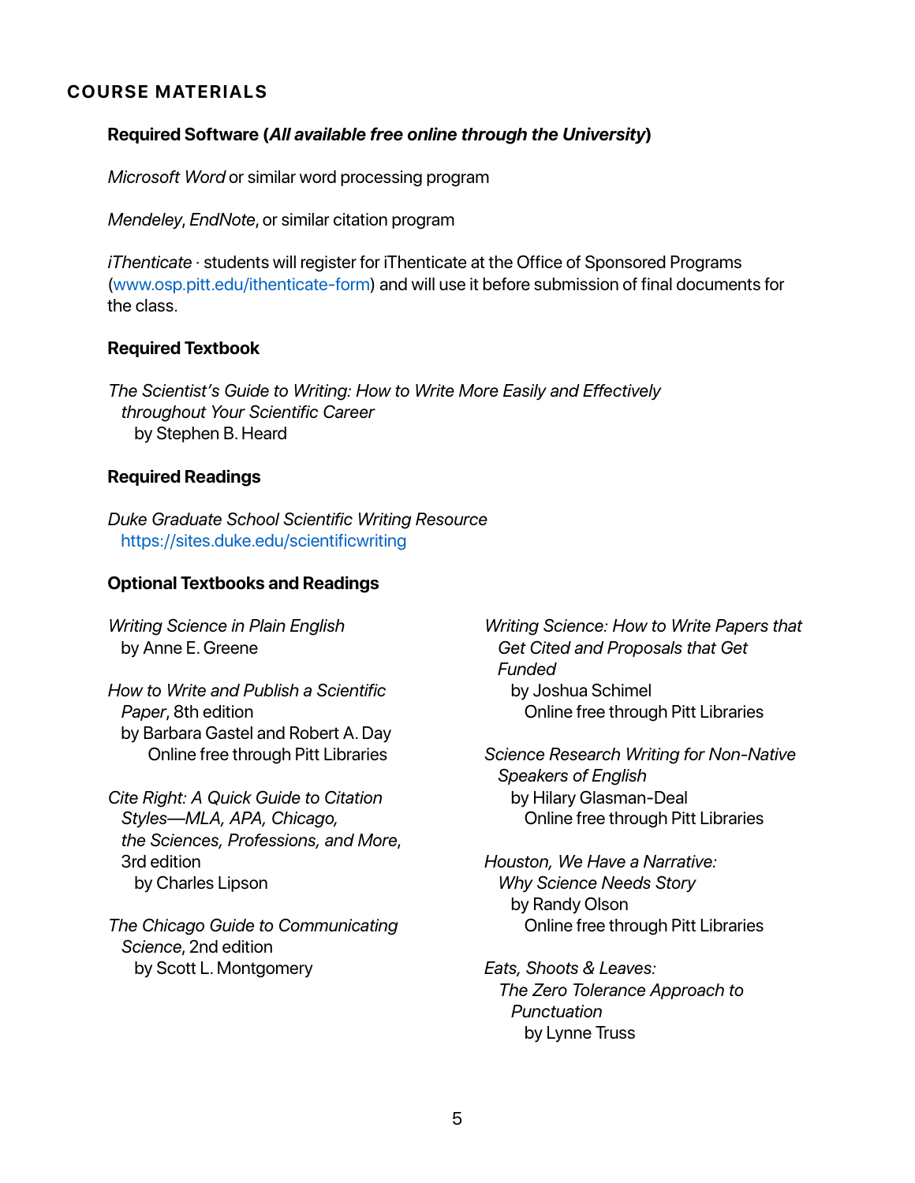## COURSE MATERIALS

### Required Software (*All available free online through the University*)

*Microsoft Word* or similar word processing program

*Mendeley*, *EndNote*, or similar citation program

*iThenticate* · students will register for iThenticate at the Office of Sponsored Programs (www.osp.pitt.edu/ithenticate-form) and will use it before submission of final documents for the class.

### Required Textbook

*The Scientist's Guide to Writing: How to Write More Easily and Effectively throughout Your Scientific Career*
by Stephen B. Heard

### Required Readings

*Duke Graduate School Scientific Writing Resource*
https://sites.duke.edu/scientificwriting

### Optional Textbooks and Readings

*Writing Science in Plain English*
by Anne E. Greene

*How to Write and Publish a Scientific Paper*, 8th edition
by Barbara Gastel and Robert A. Day
Online free through Pitt Libraries

*Cite Right: A Quick Guide to Citation Styles—MLA, APA, Chicago, the Sciences, Professions, and More*, 3rd edition
by Charles Lipson

*The Chicago Guide to Communicating Science*, 2nd edition
by Scott L. Montgomery

*Writing Science: How to Write Papers that Get Cited and Proposals that Get Funded*
by Joshua Schimel
Online free through Pitt Libraries

*Science Research Writing for Non-Native Speakers of English*
by Hilary Glasman-Deal
Online free through Pitt Libraries

*Houston, We Have a Narrative: Why Science Needs Story*
by Randy Olson
Online free through Pitt Libraries

*Eats, Shoots & Leaves: The Zero Tolerance Approach to Punctuation*
by Lynne Truss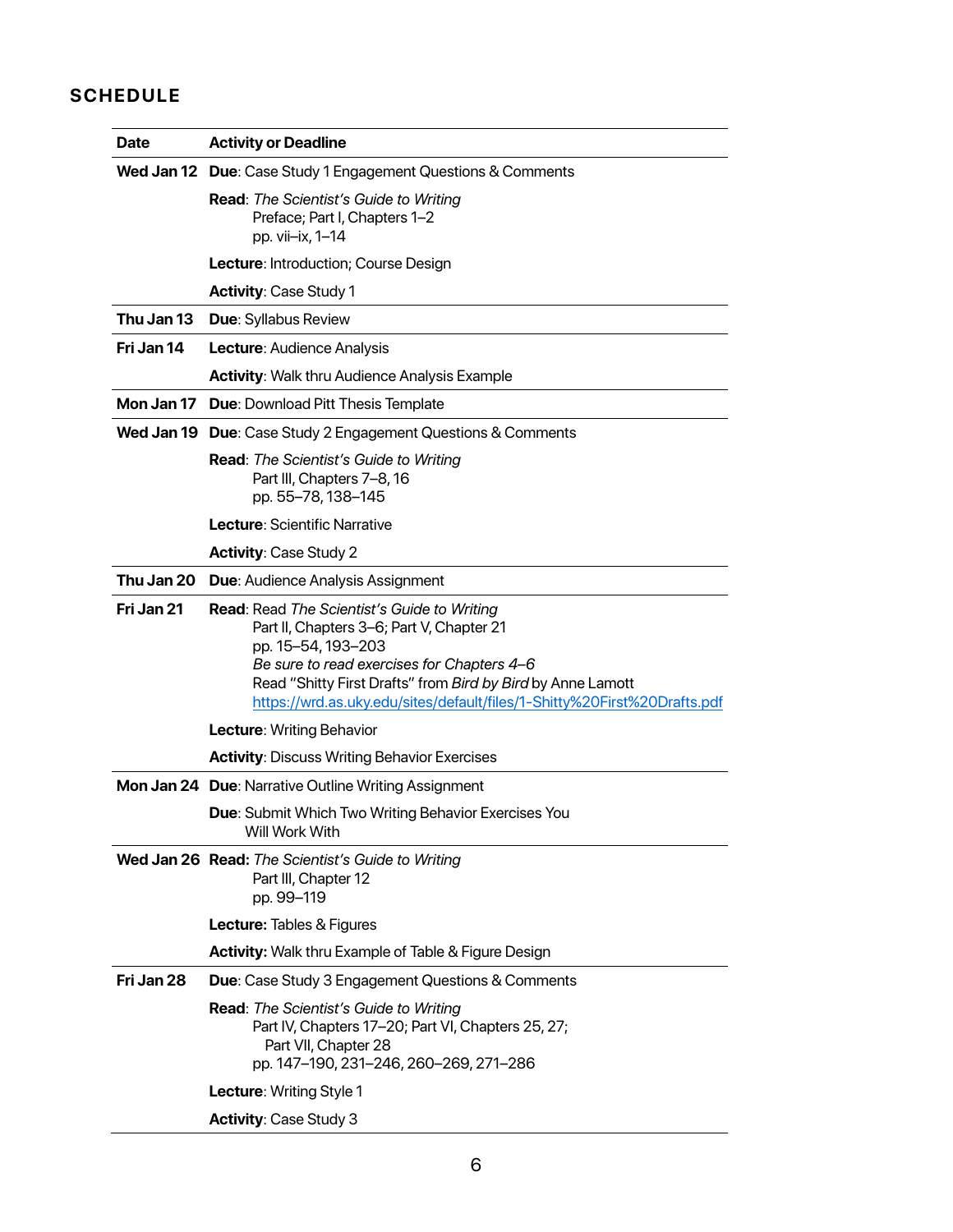## SCHEDULE

| Date | Activity or Deadline |
|---|---|
| Wed Jan 12 | **Due**: Case Study 1 Engagement Questions & Comments<br><br>**Read**: *The Scientist's Guide to Writing*<br>Preface; Part I, Chapters 1–2<br>pp. vii–ix, 1–14<br><br>**Lecture**: Introduction; Course Design<br><br>**Activity**: Case Study 1 |
| Thu Jan 13 | **Due**: Syllabus Review |
| Fri Jan 14 | **Lecture**: Audience Analysis<br><br>**Activity**: Walk thru Audience Analysis Example |
| Mon Jan 17 | **Due**: Download Pitt Thesis Template |
| Wed Jan 19 | **Due**: Case Study 2 Engagement Questions & Comments<br><br>**Read**: *The Scientist's Guide to Writing*<br>Part III, Chapters 7–8, 16<br>pp. 55–78, 138–145<br><br>**Lecture**: Scientific Narrative<br><br>**Activity**: Case Study 2 |
| Thu Jan 20 | **Due**: Audience Analysis Assignment |
| Fri Jan 21 | **Read**: Read *The Scientist's Guide to Writing*<br>Part II, Chapters 3–6; Part V, Chapter 21<br>pp. 15–54, 193–203<br>*Be sure to read exercises for Chapters 4–6*<br>Read "Shitty First Drafts" from *Bird by Bird* by Anne Lamott<br>https://wrd.as.uky.edu/sites/default/files/1-Shitty%20First%20Drafts.pdf<br><br>**Lecture**: Writing Behavior<br><br>**Activity**: Discuss Writing Behavior Exercises |
| Mon Jan 24 | **Due**: Narrative Outline Writing Assignment<br><br>**Due**: Submit Which Two Writing Behavior Exercises You Will Work With |
| Wed Jan 26 | **Read:** *The Scientist's Guide to Writing*<br>Part III, Chapter 12<br>pp. 99–119<br><br>**Lecture:** Tables & Figures<br><br>**Activity:** Walk thru Example of Table & Figure Design |
| Fri Jan 28 | **Due**: Case Study 3 Engagement Questions & Comments<br><br>**Read**: *The Scientist's Guide to Writing*<br>Part IV, Chapters 17–20; Part VI, Chapters 25, 27;<br>Part VII, Chapter 28<br>pp. 147–190, 231–246, 260–269, 271–286<br><br>**Lecture**: Writing Style 1<br><br>**Activity**: Case Study 3 |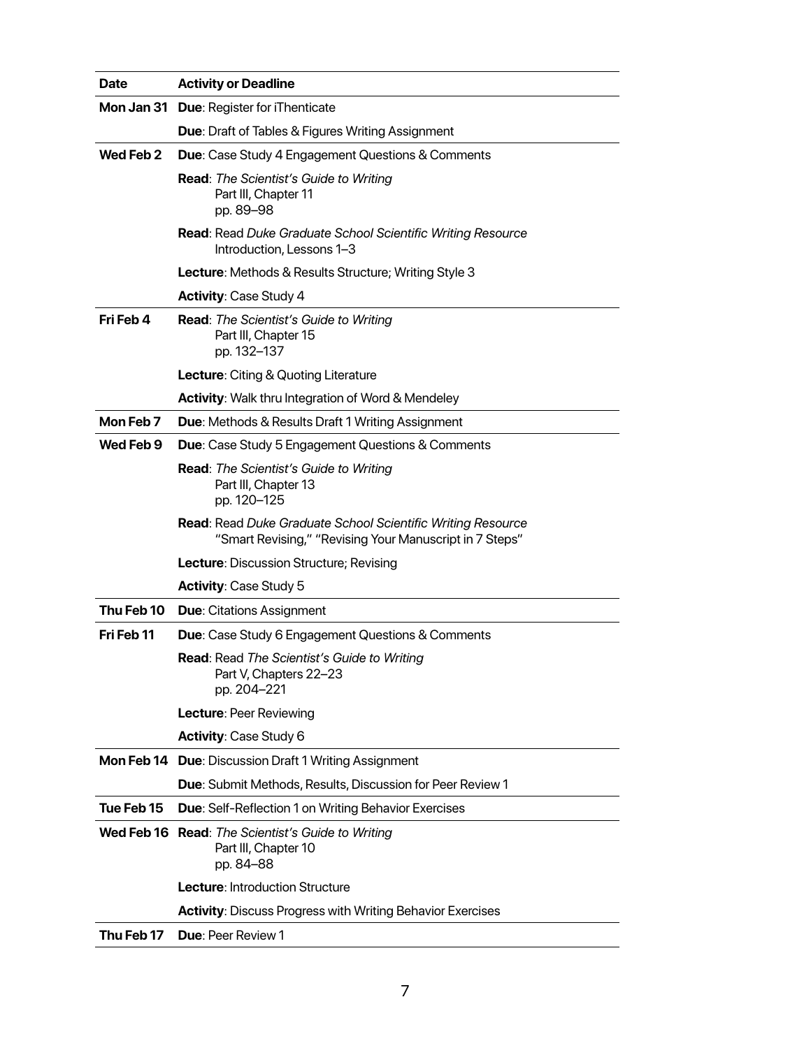| Date | Activity or Deadline |
|---|---|
| **Mon Jan 31** | **Due**: Register for iThenticate |
| | **Due**: Draft of Tables & Figures Writing Assignment |
| **Wed Feb 2** | **Due**: Case Study 4 Engagement Questions & Comments |
| | **Read**: *The Scientist's Guide to Writing* Part III, Chapter 11 pp. 89–98 |
| | **Read**: Read *Duke Graduate School Scientific Writing Resource* Introduction, Lessons 1–3 |
| | **Lecture**: Methods & Results Structure; Writing Style 3 |
| | **Activity**: Case Study 4 |
| **Fri Feb 4** | **Read**: *The Scientist's Guide to Writing* Part III, Chapter 15 pp. 132–137 |
| | **Lecture**: Citing & Quoting Literature |
| | **Activity**: Walk thru Integration of Word & Mendeley |
| **Mon Feb 7** | **Due**: Methods & Results Draft 1 Writing Assignment |
| **Wed Feb 9** | **Due**: Case Study 5 Engagement Questions & Comments |
| | **Read**: *The Scientist's Guide to Writing* Part III, Chapter 13 pp. 120–125 |
| | **Read**: Read *Duke Graduate School Scientific Writing Resource* "Smart Revising," "Revising Your Manuscript in 7 Steps" |
| | **Lecture**: Discussion Structure; Revising |
| | **Activity**: Case Study 5 |
| **Thu Feb 10** | **Due**: Citations Assignment |
| **Fri Feb 11** | **Due**: Case Study 6 Engagement Questions & Comments |
| | **Read**: Read *The Scientist's Guide to Writing* Part V, Chapters 22–23 pp. 204–221 |
| | **Lecture**: Peer Reviewing |
| | **Activity**: Case Study 6 |
| **Mon Feb 14** | **Due**: Discussion Draft 1 Writing Assignment |
| | **Due**: Submit Methods, Results, Discussion for Peer Review 1 |
| **Tue Feb 15** | **Due**: Self-Reflection 1 on Writing Behavior Exercises |
| **Wed Feb 16** | **Read**: *The Scientist's Guide to Writing* Part III, Chapter 10 pp. 84–88 |
| | **Lecture**: Introduction Structure |
| | **Activity**: Discuss Progress with Writing Behavior Exercises |
| **Thu Feb 17** | **Due**: Peer Review 1 |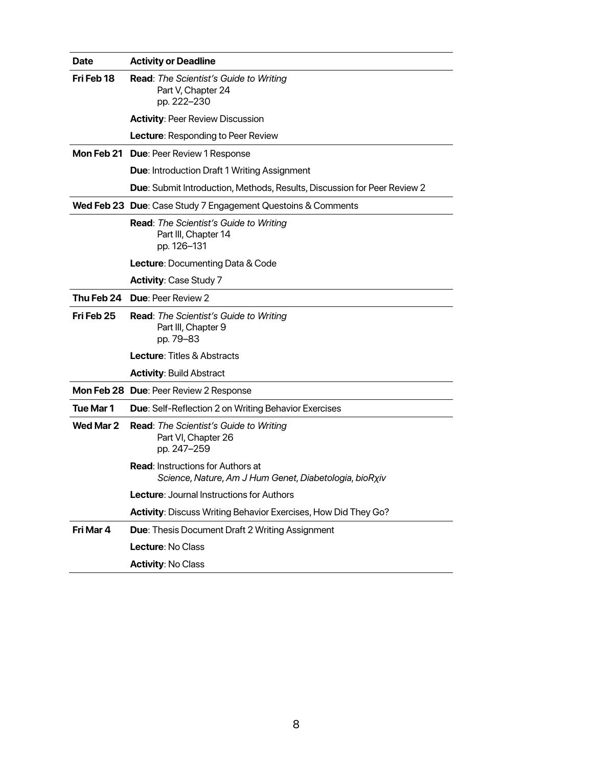| Date | Activity or Deadline |
| --- | --- |
| **Fri Feb 18** | **Read**: *The Scientist's Guide to Writing* Part V, Chapter 24 pp. 222–230 |
| | **Activity**: Peer Review Discussion |
| | **Lecture**: Responding to Peer Review |
| **Mon Feb 21** | **Due**: Peer Review 1 Response |
| | **Due**: Introduction Draft 1 Writing Assignment |
| | **Due**: Submit Introduction, Methods, Results, Discussion for Peer Review 2 |
| **Wed Feb 23** | **Due**: Case Study 7 Engagement Questoins & Comments |
| | **Read**: *The Scientist's Guide to Writing* Part III, Chapter 14 pp. 126–131 |
| | **Lecture**: Documenting Data & Code |
| | **Activity**: Case Study 7 |
| **Thu Feb 24** | **Due**: Peer Review 2 |
| **Fri Feb 25** | **Read**: *The Scientist's Guide to Writing* Part III, Chapter 9 pp. 79–83 |
| | **Lecture**: Titles & Abstracts |
| | **Activity**: Build Abstract |
| **Mon Feb 28** | **Due**: Peer Review 2 Response |
| **Tue Mar 1** | **Due**: Self-Reflection 2 on Writing Behavior Exercises |
| **Wed Mar 2** | **Read**: *The Scientist's Guide to Writing* Part VI, Chapter 26 pp. 247–259 |
| | **Read**: Instructions for Authors at *Science*, *Nature*, *Am J Hum Genet*, *Diabetologia*, *bioRχiv* |
| | **Lecture**: Journal Instructions for Authors |
| | **Activity**: Discuss Writing Behavior Exercises, How Did They Go? |
| **Fri Mar 4** | **Due**: Thesis Document Draft 2 Writing Assignment |
| | **Lecture**: No Class |
| | **Activity**: No Class |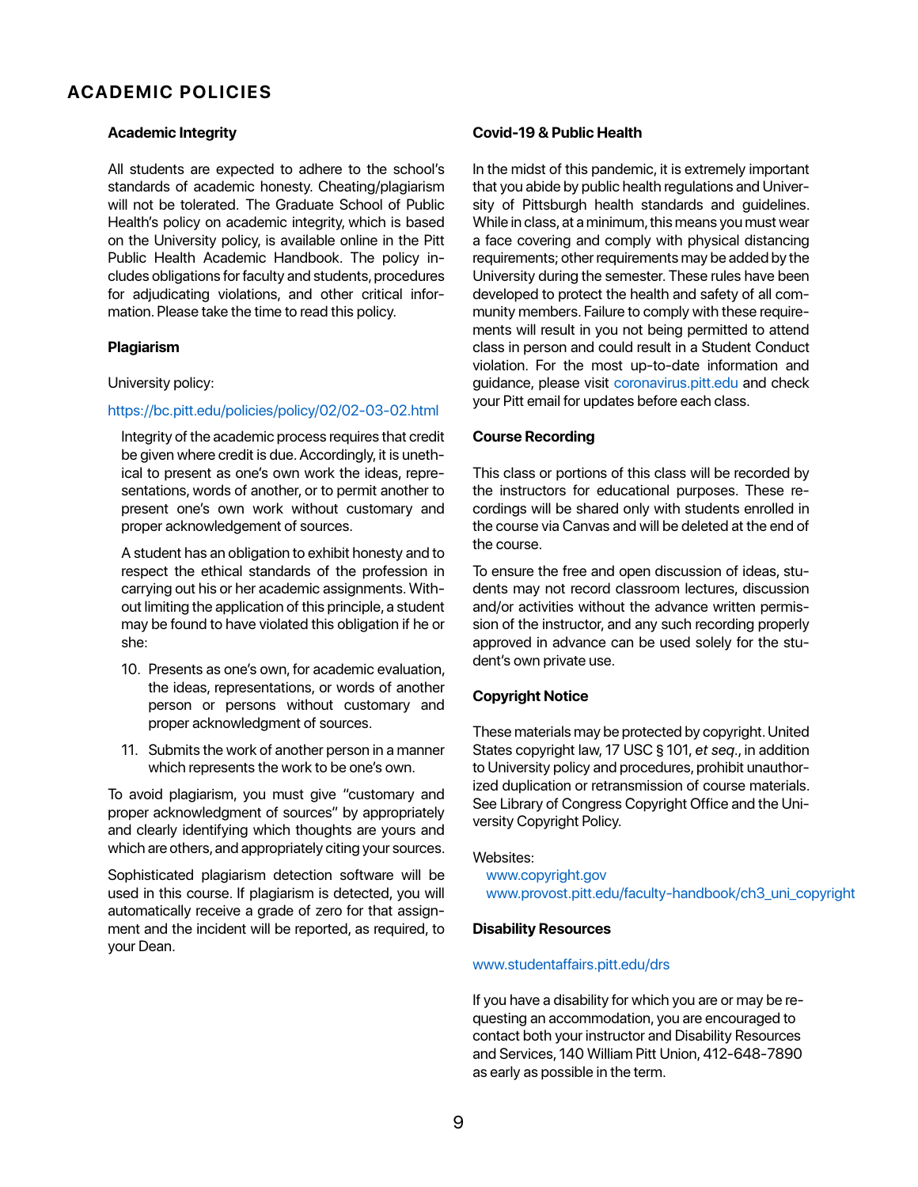# ACADEMIC POLICIES

### Academic Integrity

All students are expected to adhere to the school's standards of academic honesty. Cheating/plagiarism will not be tolerated. The Graduate School of Public Health's policy on academic integrity, which is based on the University policy, is available online in the Pitt Public Health Academic Handbook. The policy includes obligations for faculty and students, procedures for adjudicating violations, and other critical information. Please take the time to read this policy.

### Plagiarism

University policy:

https://bc.pitt.edu/policies/policy/02/02-03-02.html

> Integrity of the academic process requires that credit be given where credit is due. Accordingly, it is unethical to present as one's own work the ideas, representations, words of another, or to permit another to present one's own work without customary and proper acknowledgement of sources.
>
> A student has an obligation to exhibit honesty and to respect the ethical standards of the profession in carrying out his or her academic assignments. Without limiting the application of this principle, a student may be found to have violated this obligation if he or she:
>
> 10. Presents as one's own, for academic evaluation, the ideas, representations, or words of another person or persons without customary and proper acknowledgment of sources.
> 11. Submits the work of another person in a manner which represents the work to be one's own.

To avoid plagiarism, you must give "customary and proper acknowledgment of sources" by appropriately and clearly identifying which thoughts are yours and which are others, and appropriately citing your sources.

Sophisticated plagiarism detection software will be used in this course. If plagiarism is detected, you will automatically receive a grade of zero for that assignment and the incident will be reported, as required, to your Dean.

### Covid-19 & Public Health

In the midst of this pandemic, it is extremely important that you abide by public health regulations and University of Pittsburgh health standards and guidelines. While in class, at a minimum, this means you must wear a face covering and comply with physical distancing requirements; other requirements may be added by the University during the semester. These rules have been developed to protect the health and safety of all community members. Failure to comply with these requirements will result in you not being permitted to attend class in person and could result in a Student Conduct violation. For the most up-to-date information and guidance, please visit coronavirus.pitt.edu and check your Pitt email for updates before each class.

### Course Recording

This class or portions of this class will be recorded by the instructors for educational purposes. These recordings will be shared only with students enrolled in the course via Canvas and will be deleted at the end of the course.

To ensure the free and open discussion of ideas, students may not record classroom lectures, discussion and/or activities without the advance written permission of the instructor, and any such recording properly approved in advance can be used solely for the student's own private use.

### Copyright Notice

These materials may be protected by copyright. United States copyright law, 17 USC § 101, *et seq.*, in addition to University policy and procedures, prohibit unauthorized duplication or retransmission of course materials. See Library of Congress Copyright Office and the University Copyright Policy.

Websites:

- www.copyright.gov
- www.provost.pitt.edu/faculty-handbook/ch3_uni_copyright

### Disability Resources

www.studentaffairs.pitt.edu/drs

If you have a disability for which you are or may be requesting an accommodation, you are encouraged to contact both your instructor and Disability Resources and Services, 140 William Pitt Union, 412-648-7890 as early as possible in the term.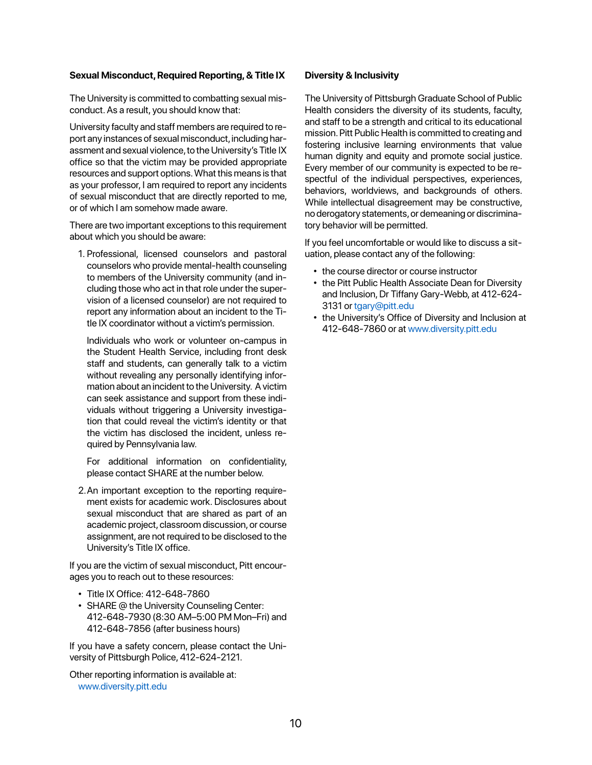### Sexual Misconduct, Required Reporting, & Title IX

The University is committed to combatting sexual misconduct. As a result, you should know that:

University faculty and staff members are required to report any instances of sexual misconduct, including harassment and sexual violence, to the University's Title IX office so that the victim may be provided appropriate resources and support options. What this means is that as your professor, I am required to report any incidents of sexual misconduct that are directly reported to me, or of which I am somehow made aware.

There are two important exceptions to this requirement about which you should be aware:

1. Professional, licensed counselors and pastoral counselors who provide mental-health counseling to members of the University community (and including those who act in that role under the supervision of a licensed counselor) are not required to report any information about an incident to the Title IX coordinator without a victim's permission.

   Individuals who work or volunteer on-campus in the Student Health Service, including front desk staff and students, can generally talk to a victim without revealing any personally identifying information about an incident to the University. A victim can seek assistance and support from these individuals without triggering a University investigation that could reveal the victim's identity or that the victim has disclosed the incident, unless required by Pennsylvania law.

   For additional information on confidentiality, please contact SHARE at the number below.

2. An important exception to the reporting requirement exists for academic work. Disclosures about sexual misconduct that are shared as part of an academic project, classroom discussion, or course assignment, are not required to be disclosed to the University's Title IX office.

If you are the victim of sexual misconduct, Pitt encourages you to reach out to these resources:

- Title IX Office: 412-648-7860
- SHARE @ the University Counseling Center: 412-648-7930 (8:30 AM–5:00 PM Mon–Fri) and 412-648-7856 (after business hours)

If you have a safety concern, please contact the University of Pittsburgh Police, 412-624-2121.

Other reporting information is available at:
www.diversity.pitt.edu

### Diversity & Inclusivity

The University of Pittsburgh Graduate School of Public Health considers the diversity of its students, faculty, and staff to be a strength and critical to its educational mission. Pitt Public Health is committed to creating and fostering inclusive learning environments that value human dignity and equity and promote social justice. Every member of our community is expected to be respectful of the individual perspectives, experiences, behaviors, worldviews, and backgrounds of others. While intellectual disagreement may be constructive, no derogatory statements, or demeaning or discriminatory behavior will be permitted.

If you feel uncomfortable or would like to discuss a situation, please contact any of the following:

- the course director or course instructor
- the Pitt Public Health Associate Dean for Diversity and Inclusion, Dr Tiffany Gary-Webb, at 412-624-3131 or tgary@pitt.edu
- the University's Office of Diversity and Inclusion at 412-648-7860 or at www.diversity.pitt.edu